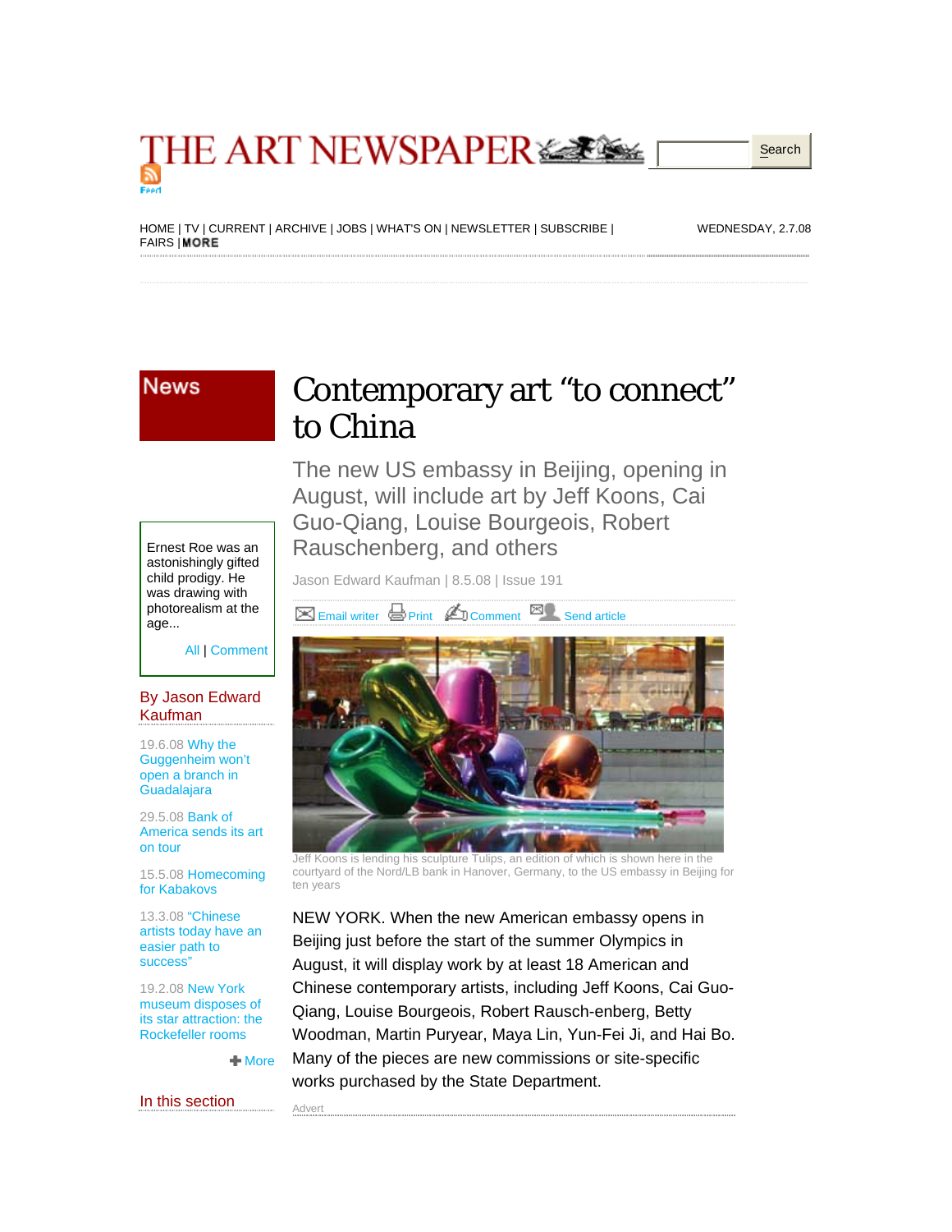# THE ART NEWSPAPER

HOME | TV | CURRENT | ARCHIVE | JOBS | WHAT'S ON | NEWSLETTER | SUBSCRIBE | FAIRS | MORE

WEDNESDAY, 2.7.08

News

# Contemporary art "to connect" to China

## The new US embassy in Beijing, opening in August, will include art by Jeff Koons, Cai Guo-Qiang, Louise Bourgeois, Robert Rauschenberg, and others

Jason Edward Kaufman | 8.5.08 | Issue 191

Email writer | Print | Comment | Send article

Jeff Koons is lending his sculpture Tulips, an edition of which is shown here in the courtyard of the Nord/LB bank in Hanover, Germany, to the US embassy in Beijing for ten years

NEW YORK. When the new American embassy opens in Beijing just before the start of the summer Olympics in August, it will display work by at least 18 American and Chinese contemporary artists, including Jeff Koons, Cai Guo-Qiang, Louise Bourgeois, Robert Rausch-enberg, Betty Woodman, Martin Puryear, Maya Lin, Yun-Fei Ji, and Hai Bo. Many of the pieces are new commissions or site-specific works purchased by the State Department.

Advert

Ernest Roe was an astonishingly gifted child prodigy. He was drawing with photorealism at the age...

All | Comment

### By Jason Edward Kaufman

19.6.08 Why the Guggenheim won't open a branch in Guadalajara

29.5.08 Bank of America sends its art on tour

15.5.08 Homecoming for Kabakovs

13.3.08 "Chinese artists today have an easier path to success"

19.2.08 New York museum disposes of its star attraction: the Rockefeller rooms

More

### In this section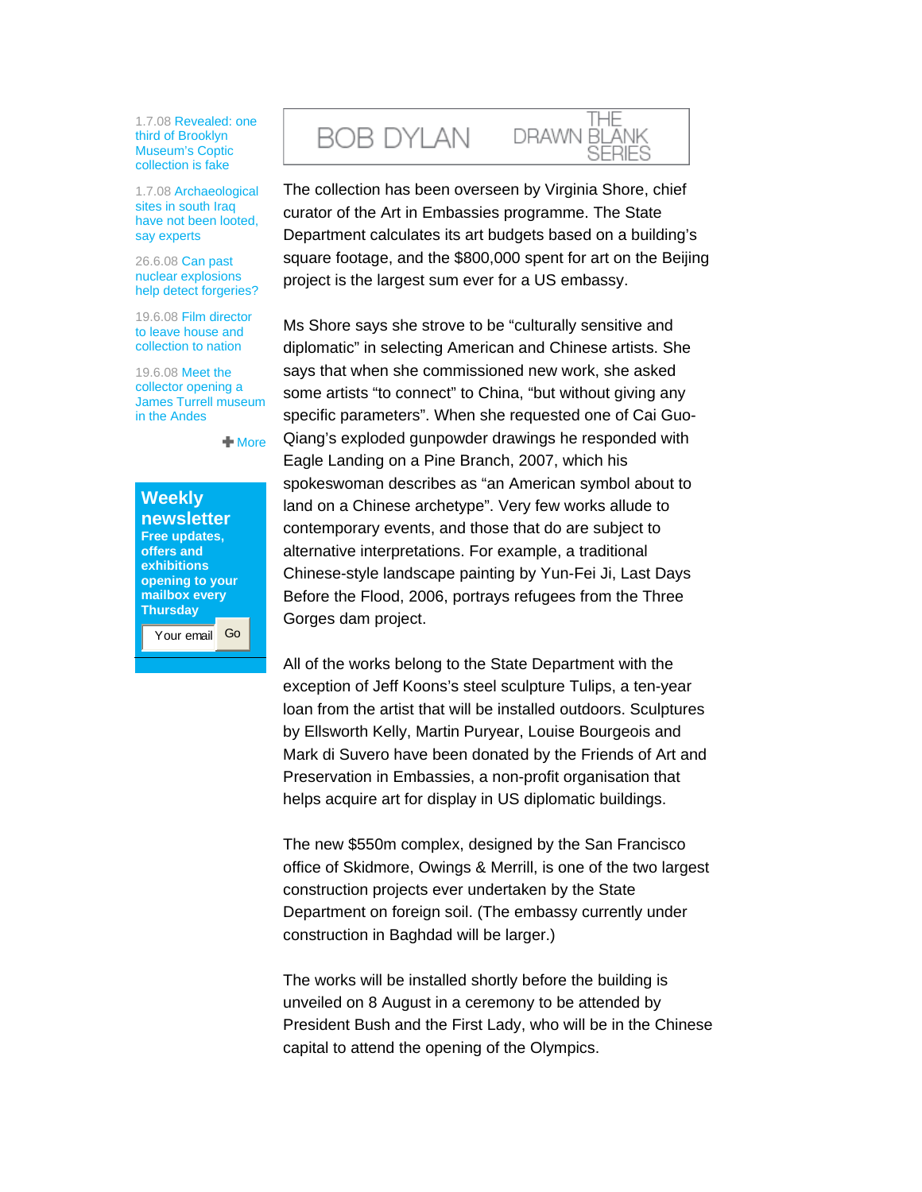1.7.08 Revealed: one third of Brooklyn Museum's Coptic collection is fake

1.7.08 Archaeological sites in south Iraq have not been looted, say experts

26.6.08 Can past nuclear explosions help detect forgeries?

19.6.08 Film director to leave house and collection to nation

19.6.08 Meet the collector opening a James Turrell museum in the Andes

More

**Weekly newsletter**

**Free updates, offers and exhibitions opening to your mailbox every Thursday**

Your email Go

BOB DYLAN THE DRAWN BLANK SERIES

The collection has been overseen by Virginia Shore, chief curator of the Art in Embassies programme. The State Department calculates its art budgets based on a building's square footage, and the $800,000 spent for art on the Beijing project is the largest sum ever for a US embassy.

Ms Shore says she strove to be "culturally sensitive and diplomatic" in selecting American and Chinese artists. She says that when she commissioned new work, she asked some artists "to connect" to China, "but without giving any specific parameters". When she requested one of Cai Guo-Qiang's exploded gunpowder drawings he responded with Eagle Landing on a Pine Branch, 2007, which his spokeswoman describes as "an American symbol about to land on a Chinese archetype". Very few works allude to contemporary events, and those that do are subject to alternative interpretations. For example, a traditional Chinese-style landscape painting by Yun-Fei Ji, Last Days Before the Flood, 2006, portrays refugees from the Three Gorges dam project.

All of the works belong to the State Department with the exception of Jeff Koons's steel sculpture Tulips, a ten-year loan from the artist that will be installed outdoors. Sculptures by Ellsworth Kelly, Martin Puryear, Louise Bourgeois and Mark di Suvero have been donated by the Friends of Art and Preservation in Embassies, a non-profit organisation that helps acquire art for display in US diplomatic buildings.

The new $550m complex, designed by the San Francisco office of Skidmore, Owings & Merrill, is one of the two largest construction projects ever undertaken by the State Department on foreign soil. (The embassy currently under construction in Baghdad will be larger.)

The works will be installed shortly before the building is unveiled on 8 August in a ceremony to be attended by President Bush and the First Lady, who will be in the Chinese capital to attend the opening of the Olympics.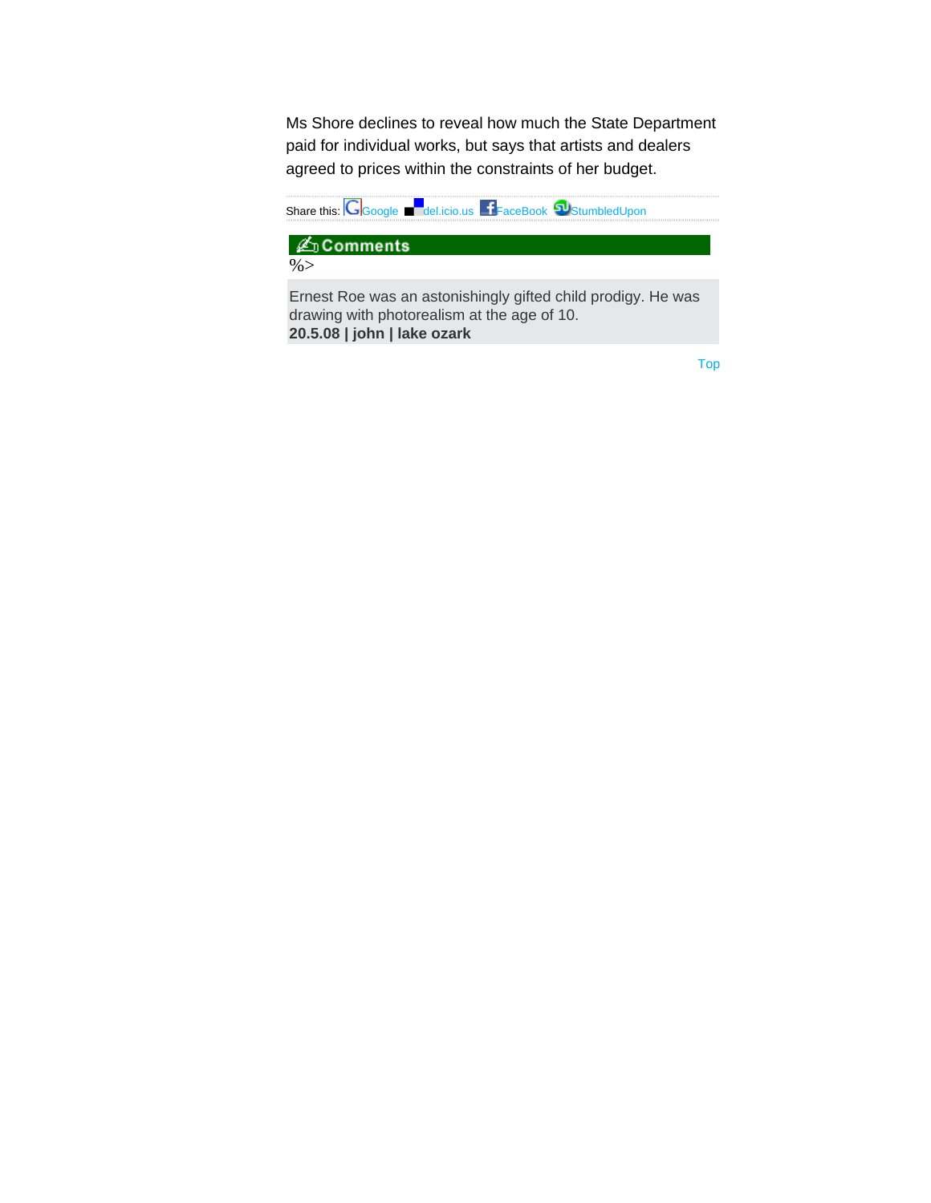Ms Shore declines to reveal how much the State Department paid for individual works, but says that artists and dealers agreed to prices within the constraints of her budget.

Share this: Google del.icio.us FaceBook StumbledUpon

## Comments

%>

Ernest Roe was an astonishingly gifted child prodigy. He was drawing with photorealism at the age of 10.
**20.5.08 | john | lake ozark**

Top